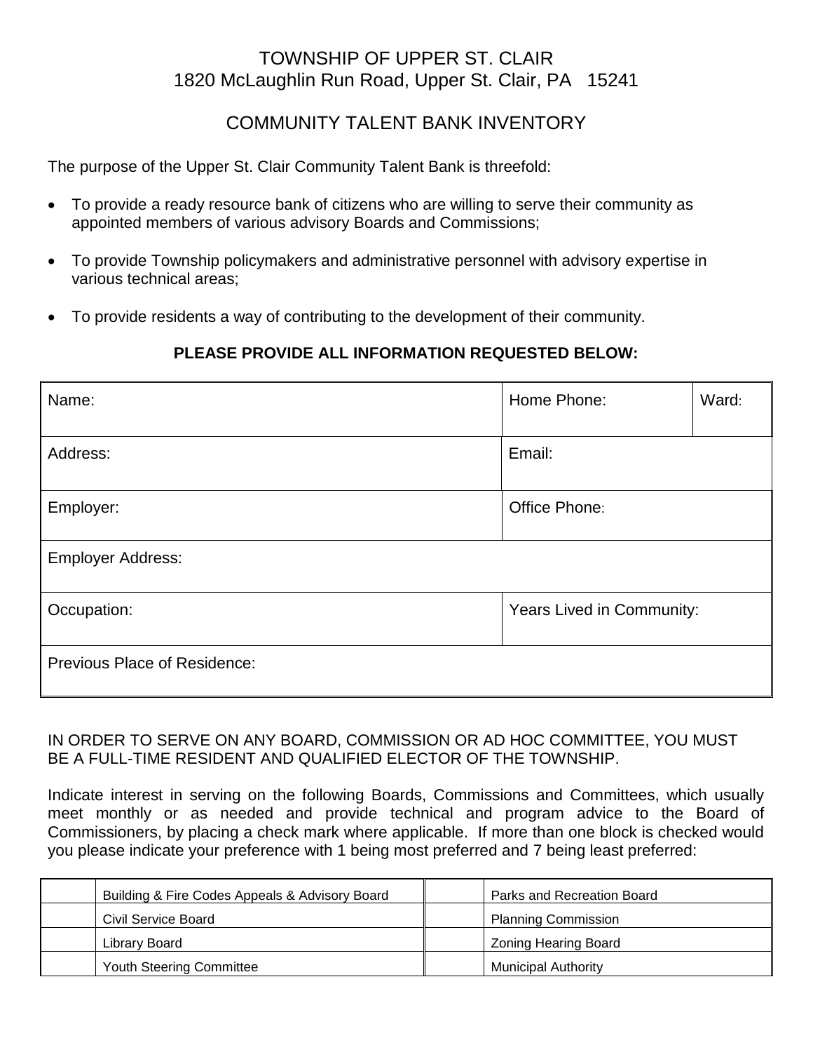# TOWNSHIP OF UPPER ST. CLAIR

1820 McLaughlin Run Road, Upper St. Clair, PA 15241

## COMMUNITY TALENT BANK INVENTORY

The purpose of the Upper St. Clair Community Talent Bank is threefold:

- To provide a ready resource bank of citizens who are willing to serve their community as appointed members of various advisory Boards and Commissions;
- To provide Township policymakers and administrative personnel with advisory expertise in various technical areas;
- To provide residents a way of contributing to the development of their community.

**PLEASE PROVIDE ALL INFORMATION REQUESTED BELOW:**

| Name: | Home Phone: | Ward: |
|---|---|---|
| Address: | Email: | |
| Employer: | Office Phone: | |
| Employer Address: | | |
| Occupation: | Years Lived in Community: | |
| Previous Place of Residence: | | |

IN ORDER TO SERVE ON ANY BOARD, COMMISSION OR AD HOC COMMITTEE, YOU MUST BE A FULL-TIME RESIDENT AND QUALIFIED ELECTOR OF THE TOWNSHIP.

Indicate interest in serving on the following Boards, Commissions and Committees, which usually meet monthly or as needed and provide technical and program advice to the Board of Commissioners, by placing a check mark where applicable. If more than one block is checked would you please indicate your preference with 1 being most preferred and 7 being least preferred:

| | | | |
|---|---|---|---|
| | Building & Fire Codes Appeals & Advisory Board | | Parks and Recreation Board |
| | Civil Service Board | | Planning Commission |
| | Library Board | | Zoning Hearing Board |
| | Youth Steering Committee | | Municipal Authority |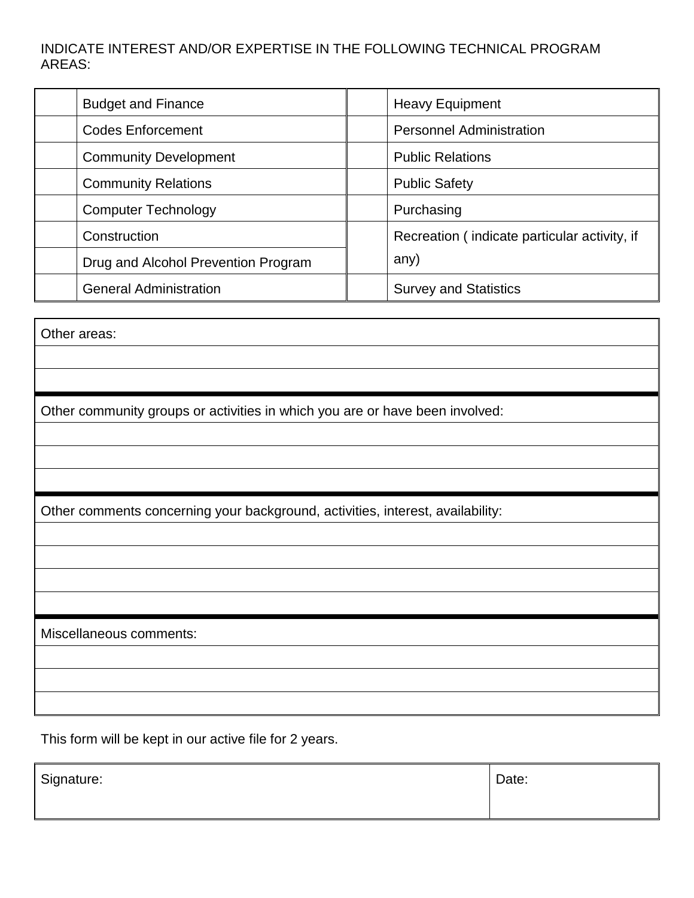INDICATE INTEREST AND/OR EXPERTISE IN THE FOLLOWING TECHNICAL PROGRAM AREAS:

| | | | |
|---|---|---|---|
| | Budget and Finance | | Heavy Equipment |
| | Codes Enforcement | | Personnel Administration |
| | Community Development | | Public Relations |
| | Community Relations | | Public Safety |
| | Computer Technology | | Purchasing |
| | Construction | | Recreation ( indicate particular activity, if any) |
| | Drug and Alcohol Prevention Program | | |
| | General Administration | | Survey and Statistics |

| |
|---|
| Other areas: |
| |
| |
| Other community groups or activities in which you are or have been involved: |
| |
| |
| |
| Other comments concerning your background, activities, interest, availability: |
| |
| |
| |
| |
| Miscellaneous comments: |
| |
| |
| |

This form will be kept in our active file for 2 years.

| | |
|---|---|
| Signature: | Date: |